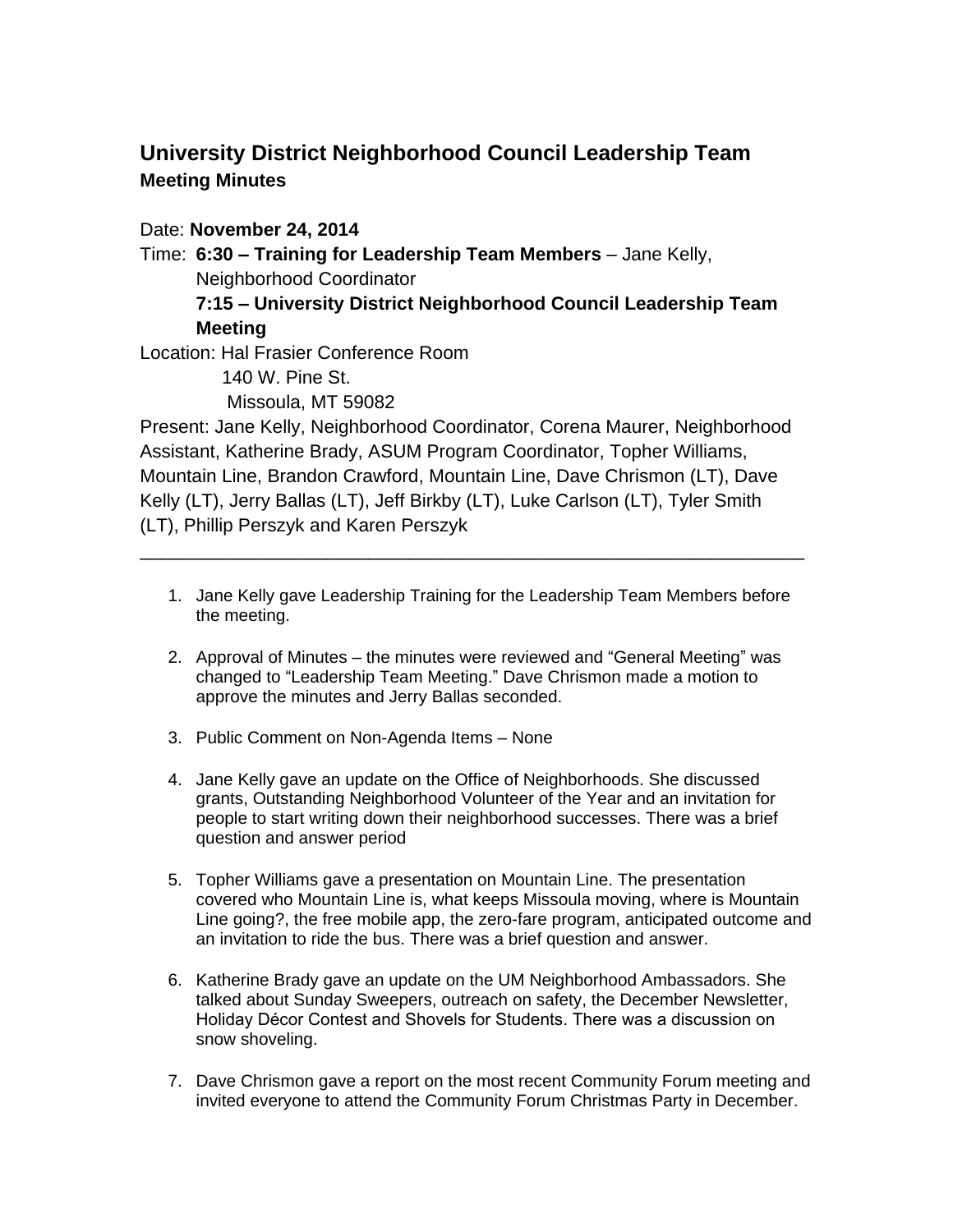# University District Neighborhood Council Leadership Team

## Meeting Minutes

Date: **November 24, 2014**

Time: **6:30 – Training for Leadership Team Members** – Jane Kelly, Neighborhood Coordinator

**7:15 – University District Neighborhood Council Leadership Team Meeting**

Location: Hal Frasier Conference Room
140 W. Pine St.
Missoula, MT 59082

Present: Jane Kelly, Neighborhood Coordinator, Corena Maurer, Neighborhood Assistant, Katherine Brady, ASUM Program Coordinator, Topher Williams, Mountain Line, Brandon Crawford, Mountain Line, Dave Chrismon (LT), Dave Kelly (LT), Jerry Ballas (LT), Jeff Birkby (LT), Luke Carlson (LT), Tyler Smith (LT), Phillip Perszyk and Karen Perszyk

---

1. Jane Kelly gave Leadership Training for the Leadership Team Members before the meeting.

2. Approval of Minutes – the minutes were reviewed and "General Meeting" was changed to "Leadership Team Meeting." Dave Chrismon made a motion to approve the minutes and Jerry Ballas seconded.

3. Public Comment on Non-Agenda Items – None

4. Jane Kelly gave an update on the Office of Neighborhoods. She discussed grants, Outstanding Neighborhood Volunteer of the Year and an invitation for people to start writing down their neighborhood successes. There was a brief question and answer period

5. Topher Williams gave a presentation on Mountain Line. The presentation covered who Mountain Line is, what keeps Missoula moving, where is Mountain Line going?, the free mobile app, the zero-fare program, anticipated outcome and an invitation to ride the bus. There was a brief question and answer.

6. Katherine Brady gave an update on the UM Neighborhood Ambassadors. She talked about Sunday Sweepers, outreach on safety, the December Newsletter, Holiday Décor Contest and Shovels for Students. There was a discussion on snow shoveling.

7. Dave Chrismon gave a report on the most recent Community Forum meeting and invited everyone to attend the Community Forum Christmas Party in December.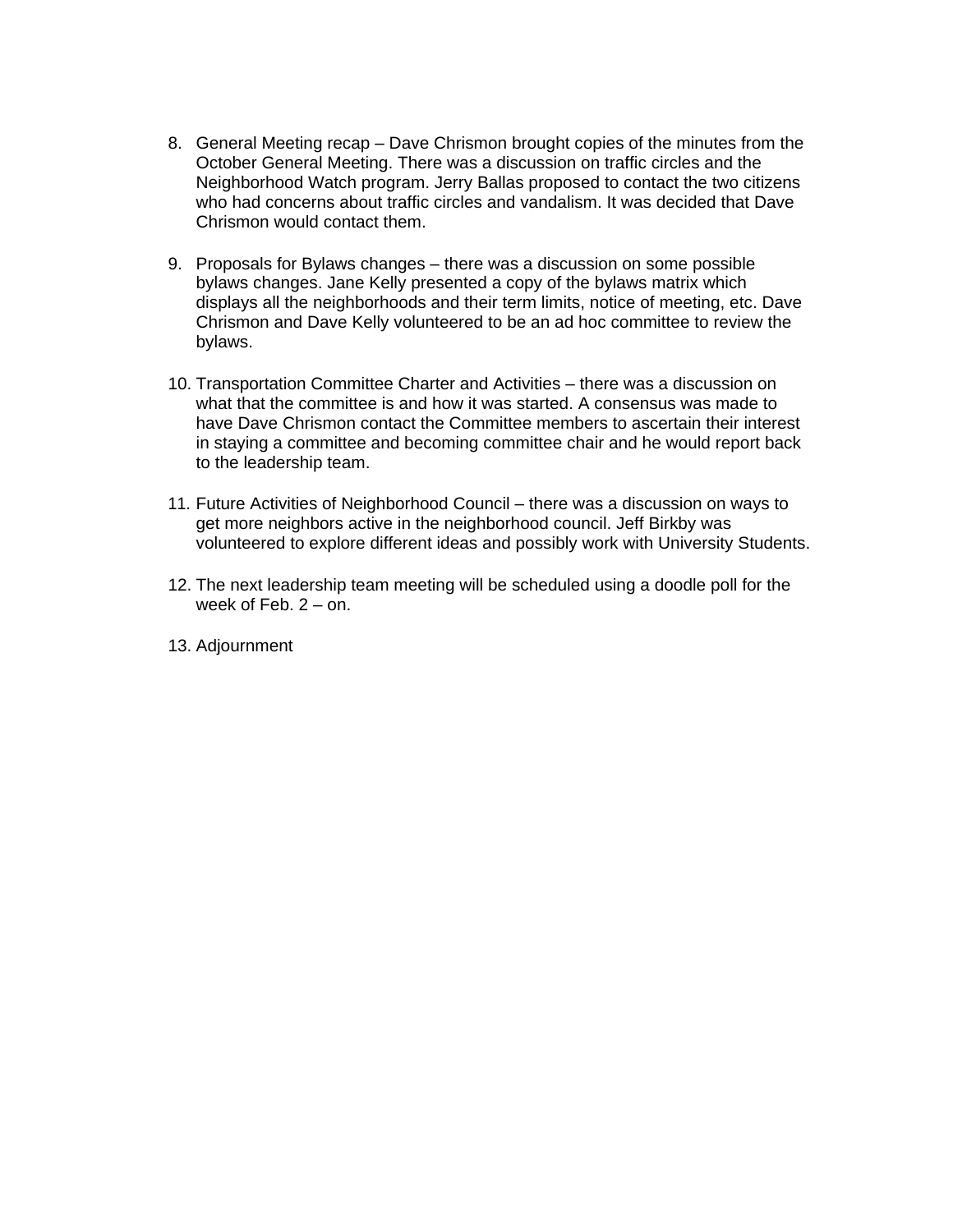8. General Meeting recap – Dave Chrismon brought copies of the minutes from the October General Meeting. There was a discussion on traffic circles and the Neighborhood Watch program. Jerry Ballas proposed to contact the two citizens who had concerns about traffic circles and vandalism. It was decided that Dave Chrismon would contact them.

9. Proposals for Bylaws changes – there was a discussion on some possible bylaws changes. Jane Kelly presented a copy of the bylaws matrix which displays all the neighborhoods and their term limits, notice of meeting, etc. Dave Chrismon and Dave Kelly volunteered to be an ad hoc committee to review the bylaws.

10. Transportation Committee Charter and Activities – there was a discussion on what that the committee is and how it was started. A consensus was made to have Dave Chrismon contact the Committee members to ascertain their interest in staying a committee and becoming committee chair and he would report back to the leadership team.

11. Future Activities of Neighborhood Council – there was a discussion on ways to get more neighbors active in the neighborhood council. Jeff Birkby was volunteered to explore different ideas and possibly work with University Students.

12. The next leadership team meeting will be scheduled using a doodle poll for the week of Feb. 2 – on.

13. Adjournment